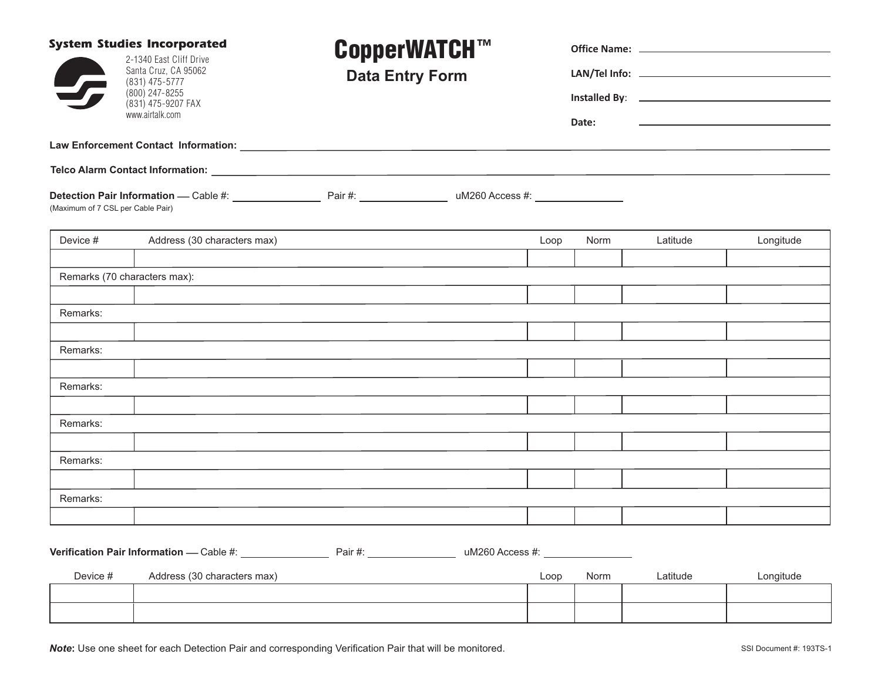**System Studies Incorporated**

2-1340 East Cliff Drive
Santa Cruz, CA 95062
(831) 475-5777
(800) 247-8255
(831) 475-9207 FAX
www.airtalk.com

# CopperWATCH™

## Data Entry Form

**Office Name:** ______________________

**LAN/Tel Info:** ______________________

**Installed By:** ______________________

**Date:** ______________________

**Law Enforcement Contact Information:** ______________________

**Telco Alarm Contact Information:** ______________________

**Detection Pair Information** — Cable #: ____________ Pair #: ____________ uM260 Access #: ____________
(Maximum of 7 CSL per Cable Pair)

| Device # | Address (30 characters max) | Loop | Norm | Latitude | Longitude |
|---|---|---|---|---|---|
| | | | | | |
| Remarks (70 characters max): | | | | | |
| | | | | | |
| Remarks: | | | | | |
| | | | | | |
| Remarks: | | | | | |
| | | | | | |
| Remarks: | | | | | |
| | | | | | |
| Remarks: | | | | | |
| | | | | | |
| Remarks: | | | | | |
| | | | | | |
| Remarks: | | | | | |
| | | | | | |

**Verification Pair Information** — Cable #: ____________ Pair #: ____________ uM260 Access #: ____________

| Device # | Address (30 characters max) | Loop | Norm | Latitude | Longitude |
|---|---|---|---|---|---|
| | | | | | |
| | | | | | |

***Note*:** Use one sheet for each Detection Pair and corresponding Verification Pair that will be monitored.

SSI Document #: 193TS-1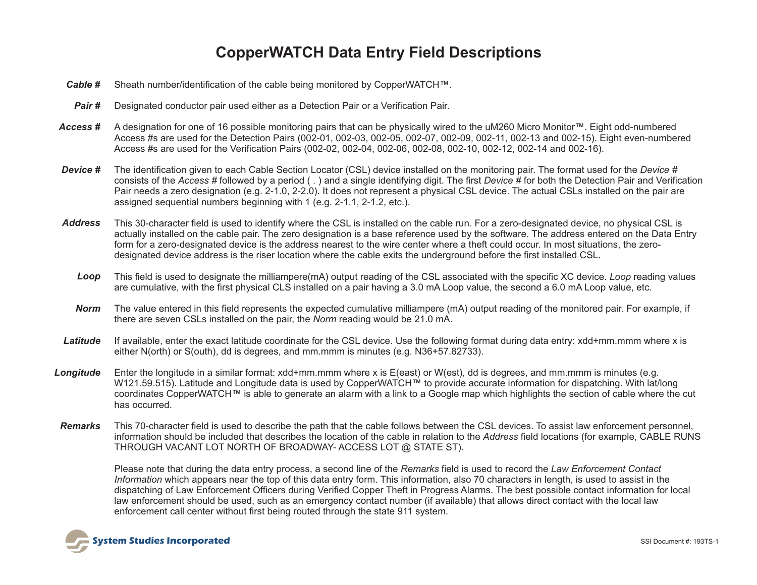# CopperWATCH Data Entry Field Descriptions

***Cable #*** Sheath number/identification of the cable being monitored by CopperWATCH™.

***Pair #*** Designated conductor pair used either as a Detection Pair or a Verification Pair.

***Access #*** A designation for one of 16 possible monitoring pairs that can be physically wired to the uM260 Micro Monitor™. Eight odd-numbered Access #s are used for the Detection Pairs (002-01, 002-03, 002-05, 002-07, 002-09, 002-11, 002-13 and 002-15). Eight even-numbered Access #s are used for the Verification Pairs (002-02, 002-04, 002-06, 002-08, 002-10, 002-12, 002-14 and 002-16).

***Device #*** The identification given to each Cable Section Locator (CSL) device installed on the monitoring pair. The format used for the *Device #* consists of the *Access #* followed by a period ( . ) and a single identifying digit. The first *Device #* for both the Detection Pair and Verification Pair needs a zero designation (e.g. 2-1.0, 2-2.0). It does not represent a physical CSL device. The actual CSLs installed on the pair are assigned sequential numbers beginning with 1 (e.g. 2-1.1, 2-1.2, etc.).

***Address*** This 30-character field is used to identify where the CSL is installed on the cable run. For a zero-designated device, no physical CSL is actually installed on the cable pair. The zero designation is a base reference used by the software. The address entered on the Data Entry form for a zero-designated device is the address nearest to the wire center where a theft could occur. In most situations, the zero-designated device address is the riser location where the cable exits the underground before the first installed CSL.

***Loop*** This field is used to designate the milliampere(mA) output reading of the CSL associated with the specific XC device. *Loop* reading values are cumulative, with the first physical CLS installed on a pair having a 3.0 mA Loop value, the second a 6.0 mA Loop value, etc.

***Norm*** The value entered in this field represents the expected cumulative milliampere (mA) output reading of the monitored pair. For example, if there are seven CSLs installed on the pair, the *Norm* reading would be 21.0 mA.

***Latitude*** If available, enter the exact latitude coordinate for the CSL device. Use the following format during data entry: xdd+mm.mmm where x is either N(orth) or S(outh), dd is degrees, and mm.mmm is minutes (e.g. N36+57.82733).

***Longitude*** Enter the longitude in a similar format: xdd+mm.mmm where x is E(east) or W(est), dd is degrees, and mm.mmm is minutes (e.g. W121.59.515). Latitude and Longitude data is used by CopperWATCH™ to provide accurate information for dispatching. With lat/long coordinates CopperWATCH™ is able to generate an alarm with a link to a Google map which highlights the section of cable where the cut has occurred.

***Remarks*** This 70-character field is used to describe the path that the cable follows between the CSL devices. To assist law enforcement personnel, information should be included that describes the location of the cable in relation to the *Address* field locations (for example, CABLE RUNS THROUGH VACANT LOT NORTH OF BROADWAY- ACCESS LOT @ STATE ST).

Please note that during the data entry process, a second line of the *Remarks* field is used to record the *Law Enforcement Contact Information* which appears near the top of this data entry form. This information, also 70 characters in length, is used to assist in the dispatching of Law Enforcement Officers during Verified Copper Theft in Progress Alarms. The best possible contact information for local law enforcement should be used, such as an emergency contact number (if available) that allows direct contact with the local law enforcement call center without first being routed through the state 911 system.

System Studies Incorporated

SSI Document #: 193TS-1